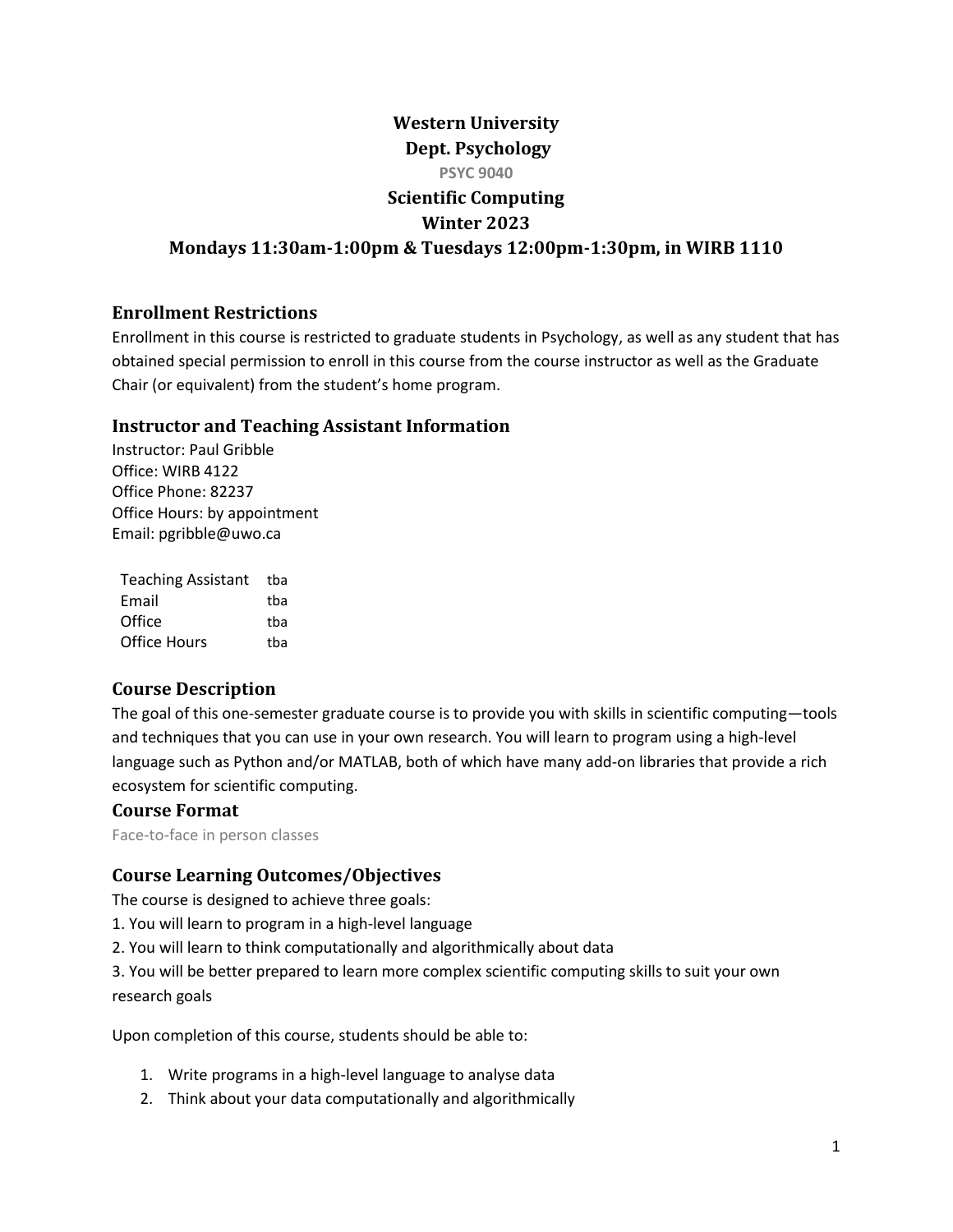# Western University
## Dept. Psychology

PSYC 9040

## Scientific Computing
## Winter 2023
## Mondays 11:30am-1:00pm & Tuesdays 12:00pm-1:30pm, in WIRB 1110

### Enrollment Restrictions

Enrollment in this course is restricted to graduate students in Psychology, as well as any student that has obtained special permission to enroll in this course from the course instructor as well as the Graduate Chair (or equivalent) from the student's home program.

### Instructor and Teaching Assistant Information

Instructor: Paul Gribble
Office: WIRB 4122
Office Phone: 82237
Office Hours: by appointment
Email: pgribble@uwo.ca

| | |
|---|---|
| Teaching Assistant | tba |
| Email | tba |
| Office | tba |
| Office Hours | tba |

### Course Description

The goal of this one-semester graduate course is to provide you with skills in scientific computing—tools and techniques that you can use in your own research. You will learn to program using a high-level language such as Python and/or MATLAB, both of which have many add-on libraries that provide a rich ecosystem for scientific computing.

### Course Format

Face-to-face in person classes

### Course Learning Outcomes/Objectives

The course is designed to achieve three goals:
1. You will learn to program in a high-level language
2. You will learn to think computationally and algorithmically about data
3. You will be better prepared to learn more complex scientific computing skills to suit your own research goals

Upon completion of this course, students should be able to:

1. Write programs in a high-level language to analyse data
2. Think about your data computationally and algorithmically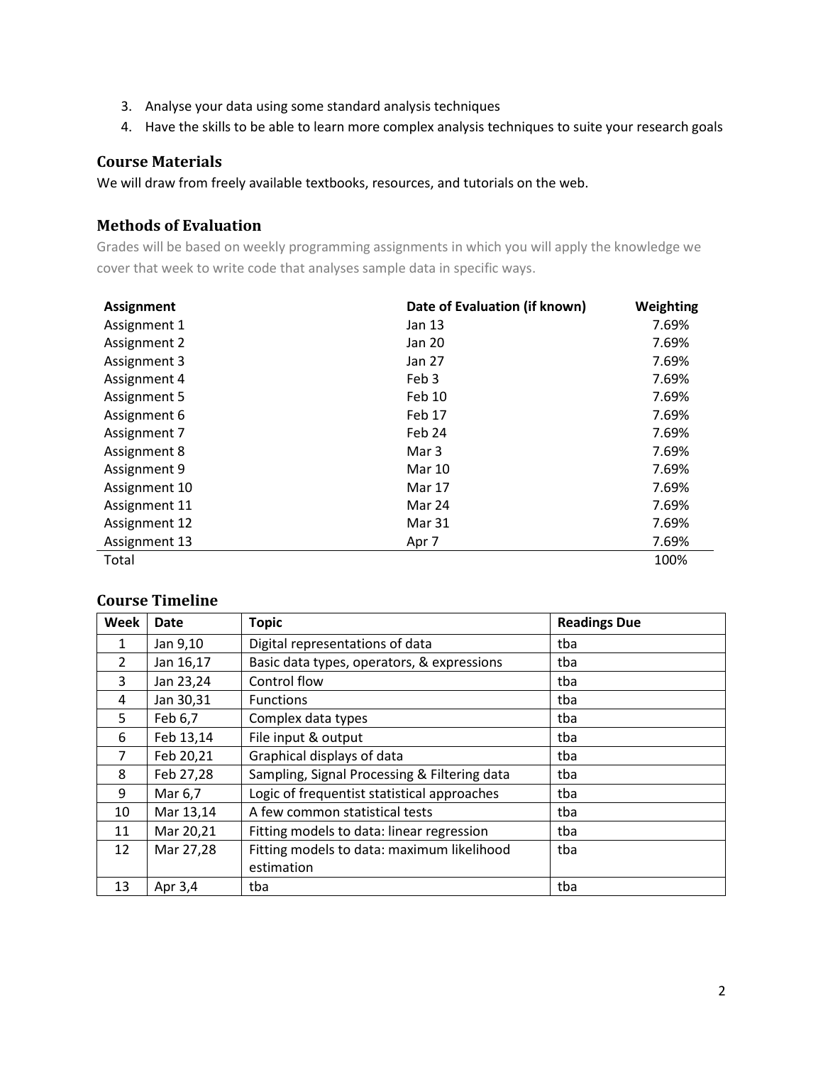3. Analyse your data using some standard analysis techniques
4. Have the skills to be able to learn more complex analysis techniques to suite your research goals

### Course Materials

We will draw from freely available textbooks, resources, and tutorials on the web.

### Methods of Evaluation

Grades will be based on weekly programming assignments in which you will apply the knowledge we cover that week to write code that analyses sample data in specific ways.

| **Assignment** | **Date of Evaluation (if known)** | **Weighting** |
|---|---|---|
| Assignment 1 | Jan 13 | 7.69% |
| Assignment 2 | Jan 20 | 7.69% |
| Assignment 3 | Jan 27 | 7.69% |
| Assignment 4 | Feb 3 | 7.69% |
| Assignment 5 | Feb 10 | 7.69% |
| Assignment 6 | Feb 17 | 7.69% |
| Assignment 7 | Feb 24 | 7.69% |
| Assignment 8 | Mar 3 | 7.69% |
| Assignment 9 | Mar 10 | 7.69% |
| Assignment 10 | Mar 17 | 7.69% |
| Assignment 11 | Mar 24 | 7.69% |
| Assignment 12 | Mar 31 | 7.69% |
| Assignment 13 | Apr 7 | 7.69% |
| Total | | 100% |

### Course Timeline

| **Week** | **Date** | **Topic** | **Readings Due** |
|---|---|---|---|
| 1 | Jan 9,10 | Digital representations of data | tba |
| 2 | Jan 16,17 | Basic data types, operators, & expressions | tba |
| 3 | Jan 23,24 | Control flow | tba |
| 4 | Jan 30,31 | Functions | tba |
| 5 | Feb 6,7 | Complex data types | tba |
| 6 | Feb 13,14 | File input & output | tba |
| 7 | Feb 20,21 | Graphical displays of data | tba |
| 8 | Feb 27,28 | Sampling, Signal Processing & Filtering data | tba |
| 9 | Mar 6,7 | Logic of frequentist statistical approaches | tba |
| 10 | Mar 13,14 | A few common statistical tests | tba |
| 11 | Mar 20,21 | Fitting models to data: linear regression | tba |
| 12 | Mar 27,28 | Fitting models to data: maximum likelihood estimation | tba |
| 13 | Apr 3,4 | tba | tba |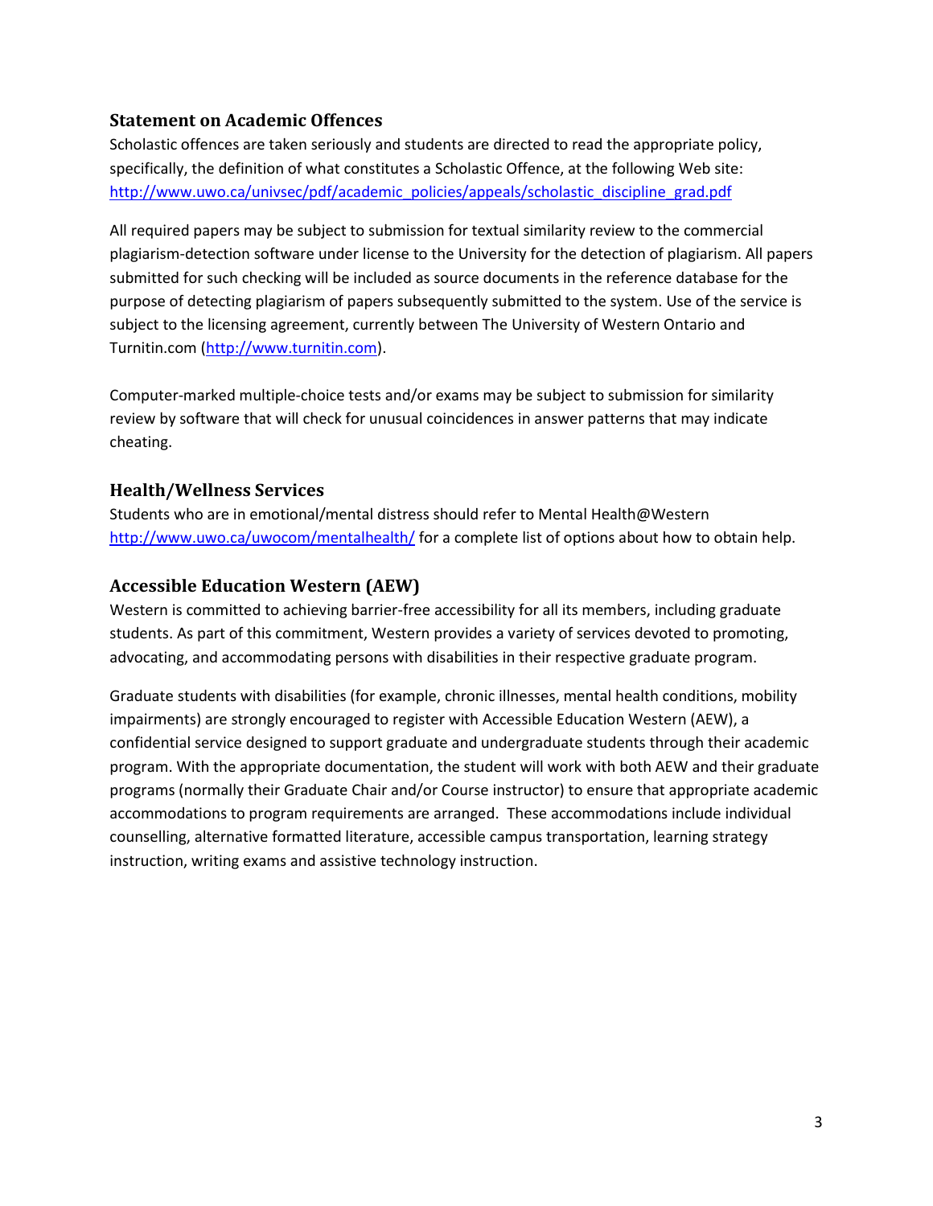## Statement on Academic Offences

Scholastic offences are taken seriously and students are directed to read the appropriate policy, specifically, the definition of what constitutes a Scholastic Offence, at the following Web site: http://www.uwo.ca/univsec/pdf/academic_policies/appeals/scholastic_discipline_grad.pdf

All required papers may be subject to submission for textual similarity review to the commercial plagiarism-detection software under license to the University for the detection of plagiarism. All papers submitted for such checking will be included as source documents in the reference database for the purpose of detecting plagiarism of papers subsequently submitted to the system. Use of the service is subject to the licensing agreement, currently between The University of Western Ontario and Turnitin.com (http://www.turnitin.com).

Computer-marked multiple-choice tests and/or exams may be subject to submission for similarity review by software that will check for unusual coincidences in answer patterns that may indicate cheating.

## Health/Wellness Services

Students who are in emotional/mental distress should refer to Mental Health@Western http://www.uwo.ca/uwocom/mentalhealth/ for a complete list of options about how to obtain help.

## Accessible Education Western (AEW)

Western is committed to achieving barrier-free accessibility for all its members, including graduate students. As part of this commitment, Western provides a variety of services devoted to promoting, advocating, and accommodating persons with disabilities in their respective graduate program.

Graduate students with disabilities (for example, chronic illnesses, mental health conditions, mobility impairments) are strongly encouraged to register with Accessible Education Western (AEW), a confidential service designed to support graduate and undergraduate students through their academic program. With the appropriate documentation, the student will work with both AEW and their graduate programs (normally their Graduate Chair and/or Course instructor) to ensure that appropriate academic accommodations to program requirements are arranged. These accommodations include individual counselling, alternative formatted literature, accessible campus transportation, learning strategy instruction, writing exams and assistive technology instruction.